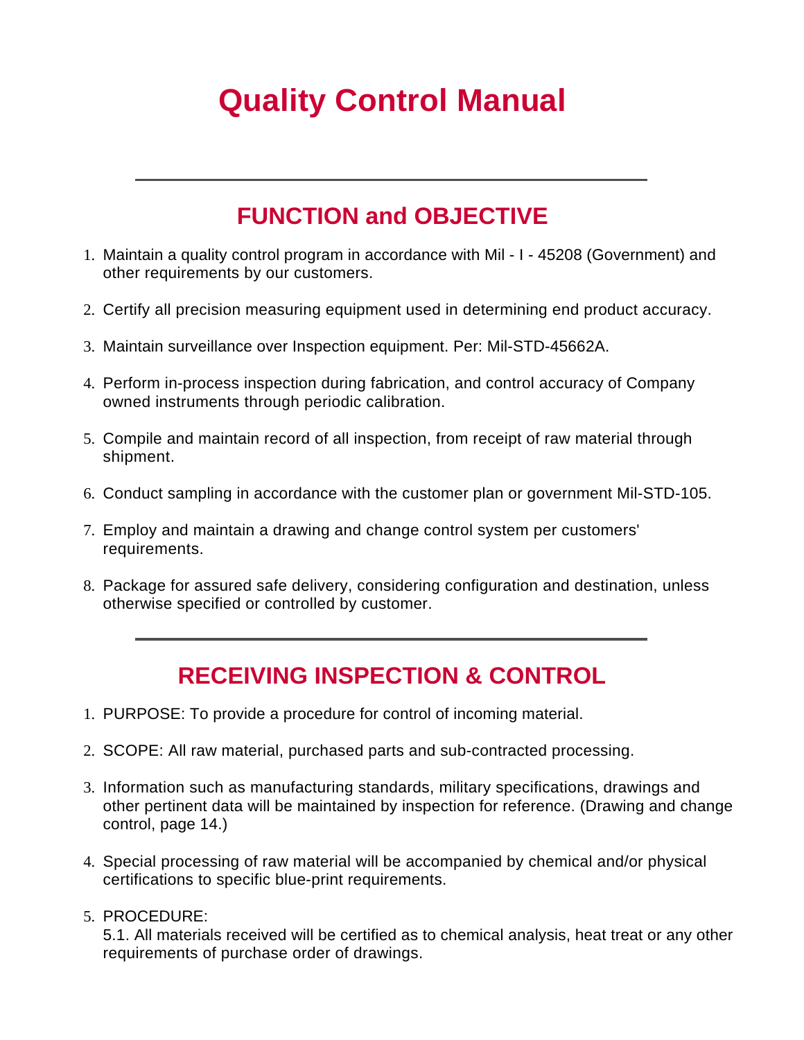# Quality Control Manual

---

## FUNCTION and OBJECTIVE

1. Maintain a quality control program in accordance with Mil - I - 45208 (Government) and other requirements by our customers.
2. Certify all precision measuring equipment used in determining end product accuracy.
3. Maintain surveillance over Inspection equipment. Per: Mil-STD-45662A.
4. Perform in-process inspection during fabrication, and control accuracy of Company owned instruments through periodic calibration.
5. Compile and maintain record of all inspection, from receipt of raw material through shipment.
6. Conduct sampling in accordance with the customer plan or government Mil-STD-105.
7. Employ and maintain a drawing and change control system per customers' requirements.
8. Package for assured safe delivery, considering configuration and destination, unless otherwise specified or controlled by customer.

---

## RECEIVING INSPECTION & CONTROL

1. PURPOSE: To provide a procedure for control of incoming material.
2. SCOPE: All raw material, purchased parts and sub-contracted processing.
3. Information such as manufacturing standards, military specifications, drawings and other pertinent data will be maintained by inspection for reference. (Drawing and change control, page 14.)
4. Special processing of raw material will be accompanied by chemical and/or physical certifications to specific blue-print requirements.
5. PROCEDURE:
   5.1. All materials received will be certified as to chemical analysis, heat treat or any other requirements of purchase order of drawings.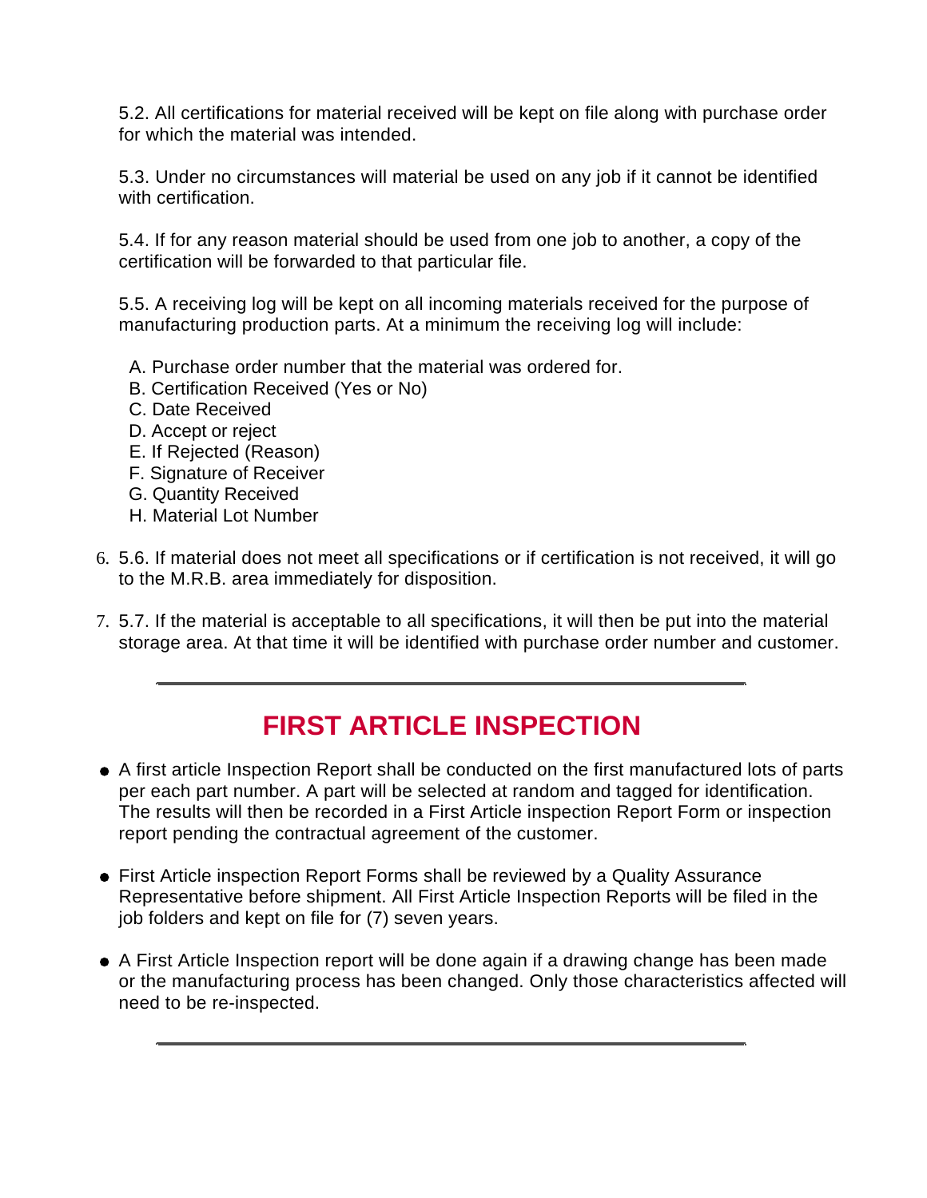5.2. All certifications for material received will be kept on file along with purchase order for which the material was intended.

5.3. Under no circumstances will material be used on any job if it cannot be identified with certification.

5.4. If for any reason material should be used from one job to another, a copy of the certification will be forwarded to that particular file.

5.5. A receiving log will be kept on all incoming materials received for the purpose of manufacturing production parts. At a minimum the receiving log will include:

A. Purchase order number that the material was ordered for.
B. Certification Received (Yes or No)
C. Date Received
D. Accept or reject
E. If Rejected (Reason)
F. Signature of Receiver
G. Quantity Received
H. Material Lot Number

6. 5.6. If material does not meet all specifications or if certification is not received, it will go to the M.R.B. area immediately for disposition.

7. 5.7. If the material is acceptable to all specifications, it will then be put into the material storage area. At that time it will be identified with purchase order number and customer.

---

## FIRST ARTICLE INSPECTION

- A first article Inspection Report shall be conducted on the first manufactured lots of parts per each part number. A part will be selected at random and tagged for identification. The results will then be recorded in a First Article inspection Report Form or inspection report pending the contractual agreement of the customer.

- First Article inspection Report Forms shall be reviewed by a Quality Assurance Representative before shipment. All First Article Inspection Reports will be filed in the job folders and kept on file for (7) seven years.

- A First Article Inspection report will be done again if a drawing change has been made or the manufacturing process has been changed. Only those characteristics affected will need to be re-inspected.

---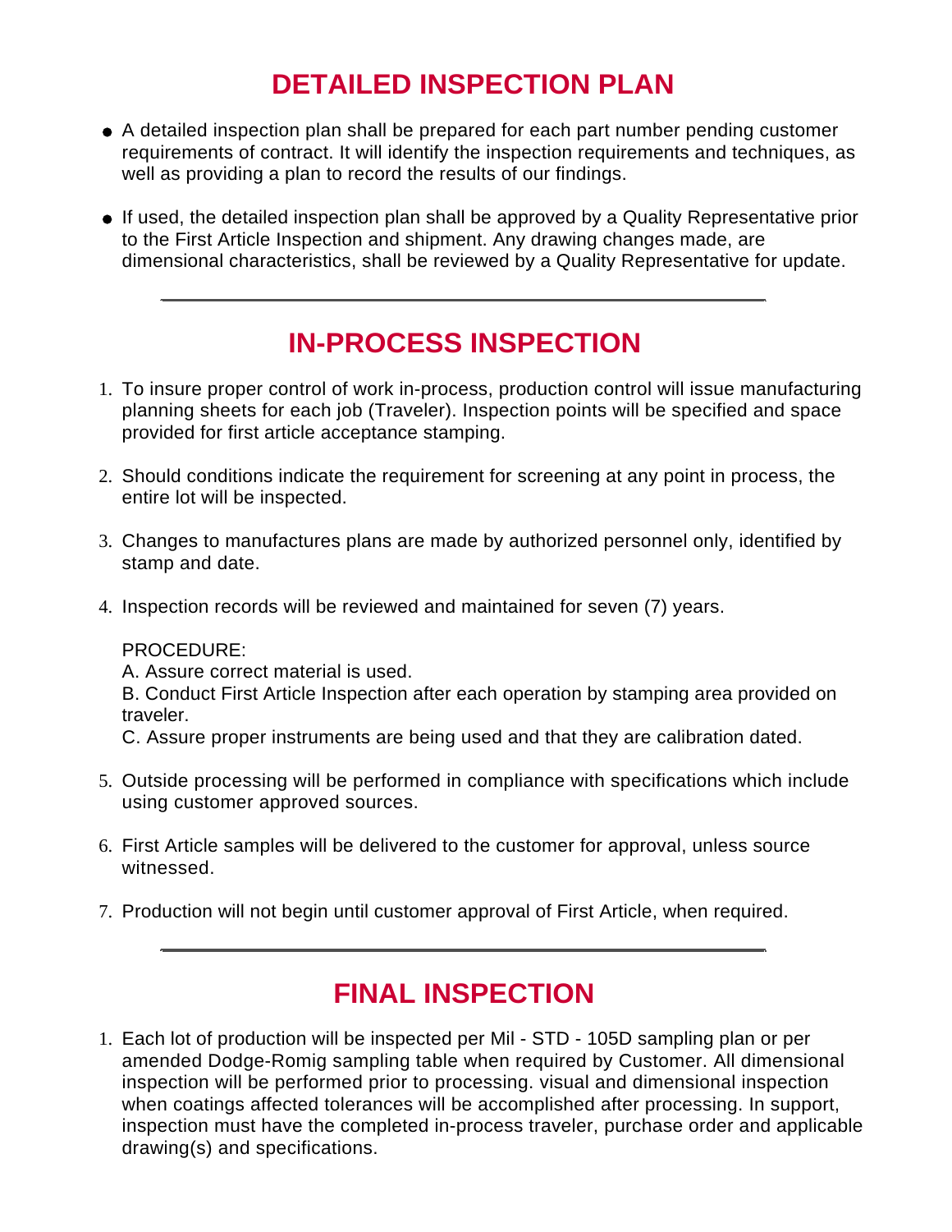# DETAILED INSPECTION PLAN

- A detailed inspection plan shall be prepared for each part number pending customer requirements of contract. It will identify the inspection requirements and techniques, as well as providing a plan to record the results of our findings.

- If used, the detailed inspection plan shall be approved by a Quality Representative prior to the First Article Inspection and shipment. Any drawing changes made, are dimensional characteristics, shall be reviewed by a Quality Representative for update.

---

# IN-PROCESS INSPECTION

1. To insure proper control of work in-process, production control will issue manufacturing planning sheets for each job (Traveler). Inspection points will be specified and space provided for first article acceptance stamping.

2. Should conditions indicate the requirement for screening at any point in process, the entire lot will be inspected.

3. Changes to manufactures plans are made by authorized personnel only, identified by stamp and date.

4. Inspection records will be reviewed and maintained for seven (7) years.

   PROCEDURE:
   A. Assure correct material is used.
   B. Conduct First Article Inspection after each operation by stamping area provided on traveler.
   C. Assure proper instruments are being used and that they are calibration dated.

5. Outside processing will be performed in compliance with specifications which include using customer approved sources.

6. First Article samples will be delivered to the customer for approval, unless source witnessed.

7. Production will not begin until customer approval of First Article, when required.

---

# FINAL INSPECTION

1. Each lot of production will be inspected per Mil - STD - 105D sampling plan or per amended Dodge-Romig sampling table when required by Customer. All dimensional inspection will be performed prior to processing. visual and dimensional inspection when coatings affected tolerances will be accomplished after processing. In support, inspection must have the completed in-process traveler, purchase order and applicable drawing(s) and specifications.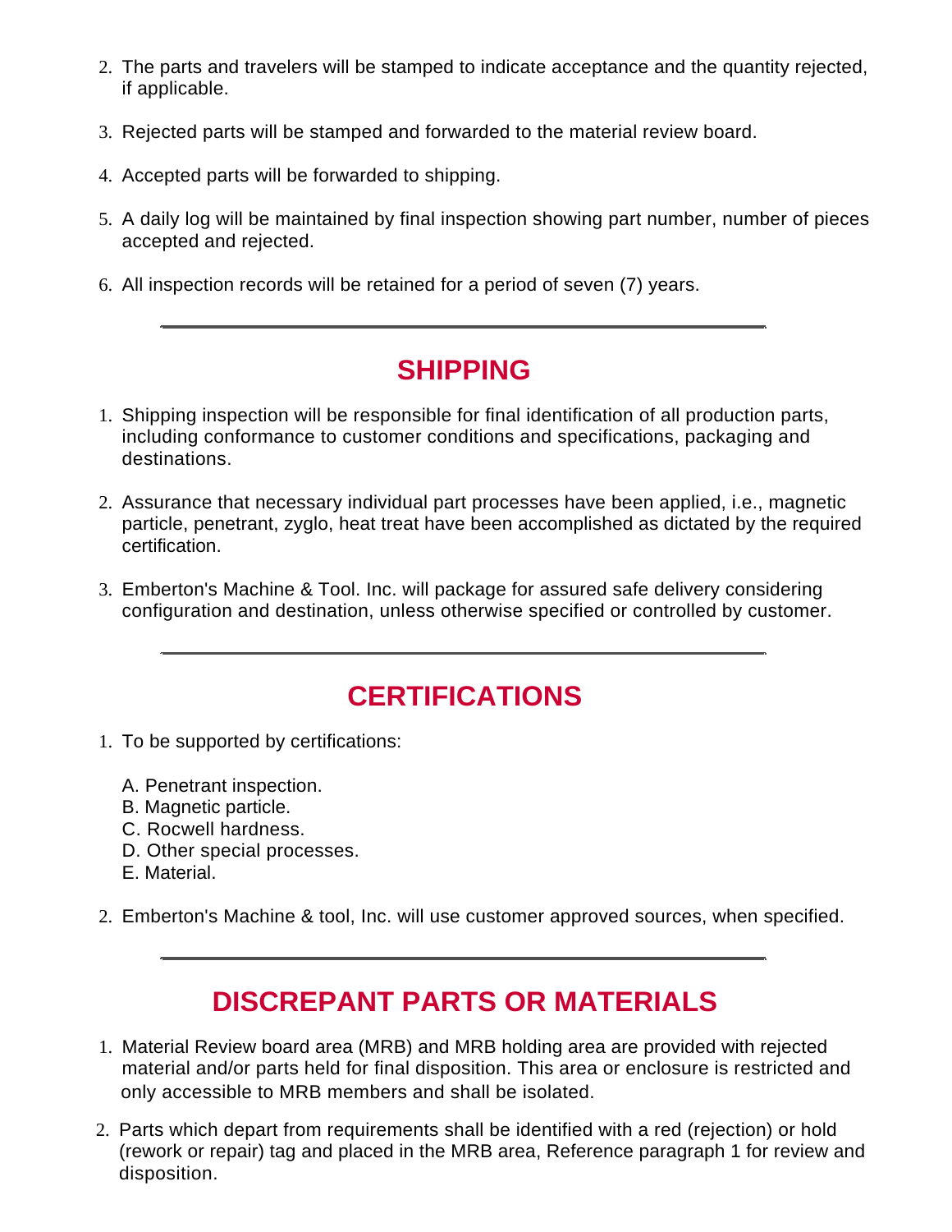2. The parts and travelers will be stamped to indicate acceptance and the quantity rejected, if applicable.

3. Rejected parts will be stamped and forwarded to the material review board.

4. Accepted parts will be forwarded to shipping.

5. A daily log will be maintained by final inspection showing part number, number of pieces accepted and rejected.

6. All inspection records will be retained for a period of seven (7) years.

---

## SHIPPING

1. Shipping inspection will be responsible for final identification of all production parts, including conformance to customer conditions and specifications, packaging and destinations.

2. Assurance that necessary individual part processes have been applied, i.e., magnetic particle, penetrant, zyglo, heat treat have been accomplished as dictated by the required certification.

3. Emberton's Machine & Tool. Inc. will package for assured safe delivery considering configuration and destination, unless otherwise specified or controlled by customer.

---

## CERTIFICATIONS

1. To be supported by certifications:

   A. Penetrant inspection.
   B. Magnetic particle.
   C. Rocwell hardness.
   D. Other special processes.
   E. Material.

2. Emberton's Machine & tool, Inc. will use customer approved sources, when specified.

---

## DISCREPANT PARTS OR MATERIALS

1. Material Review board area (MRB) and MRB holding area are provided with rejected material and/or parts held for final disposition. This area or enclosure is restricted and only accessible to MRB members and shall be isolated.

2. Parts which depart from requirements shall be identified with a red (rejection) or hold (rework or repair) tag and placed in the MRB area, Reference paragraph 1 for review and disposition.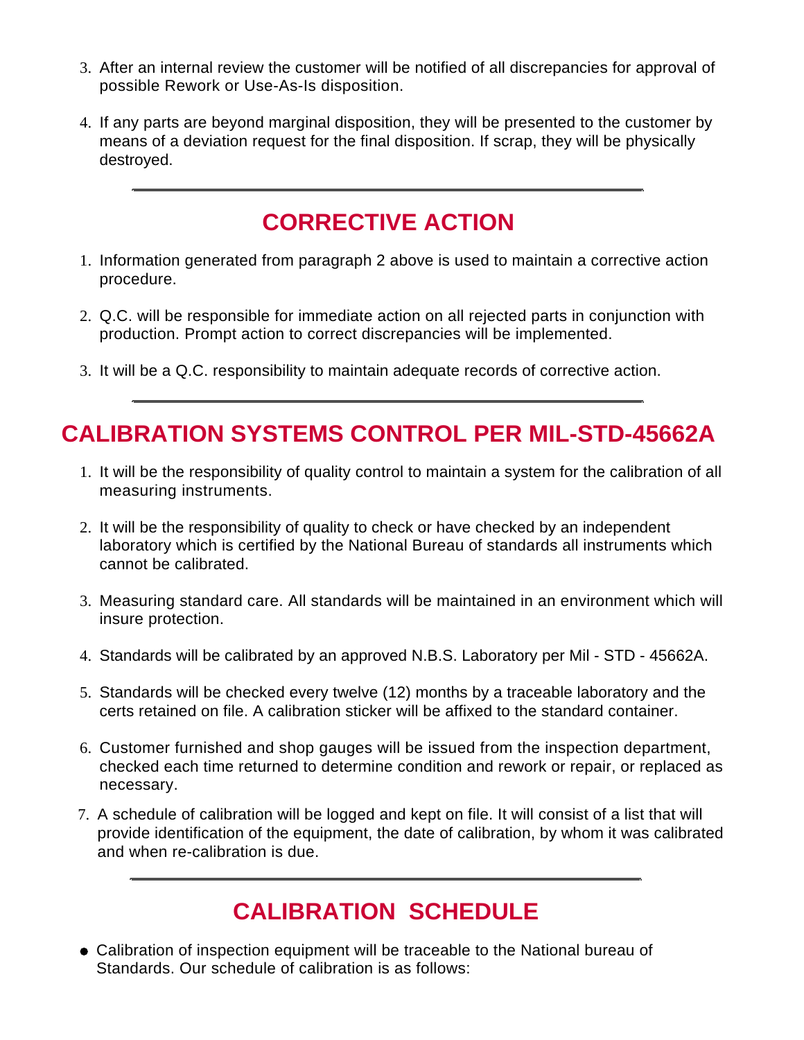3. After an internal review the customer will be notified of all discrepancies for approval of possible Rework or Use-As-Is disposition.

4. If any parts are beyond marginal disposition, they will be presented to the customer by means of a deviation request for the final disposition. If scrap, they will be physically destroyed.

---

## CORRECTIVE ACTION

1. Information generated from paragraph 2 above is used to maintain a corrective action procedure.

2. Q.C. will be responsible for immediate action on all rejected parts in conjunction with production. Prompt action to correct discrepancies will be implemented.

3. It will be a Q.C. responsibility to maintain adequate records of corrective action.

---

## CALIBRATION SYSTEMS CONTROL PER MIL-STD-45662A

1. It will be the responsibility of quality control to maintain a system for the calibration of all measuring instruments.

2. It will be the responsibility of quality to check or have checked by an independent laboratory which is certified by the National Bureau of standards all instruments which cannot be calibrated.

3. Measuring standard care. All standards will be maintained in an environment which will insure protection.

4. Standards will be calibrated by an approved N.B.S. Laboratory per Mil - STD - 45662A.

5. Standards will be checked every twelve (12) months by a traceable laboratory and the certs retained on file. A calibration sticker will be affixed to the standard container.

6. Customer furnished and shop gauges will be issued from the inspection department, checked each time returned to determine condition and rework or repair, or replaced as necessary.

7. A schedule of calibration will be logged and kept on file. It will consist of a list that will provide identification of the equipment, the date of calibration, by whom it was calibrated and when re-calibration is due.

---

## CALIBRATION SCHEDULE

- Calibration of inspection equipment will be traceable to the National bureau of Standards. Our schedule of calibration is as follows: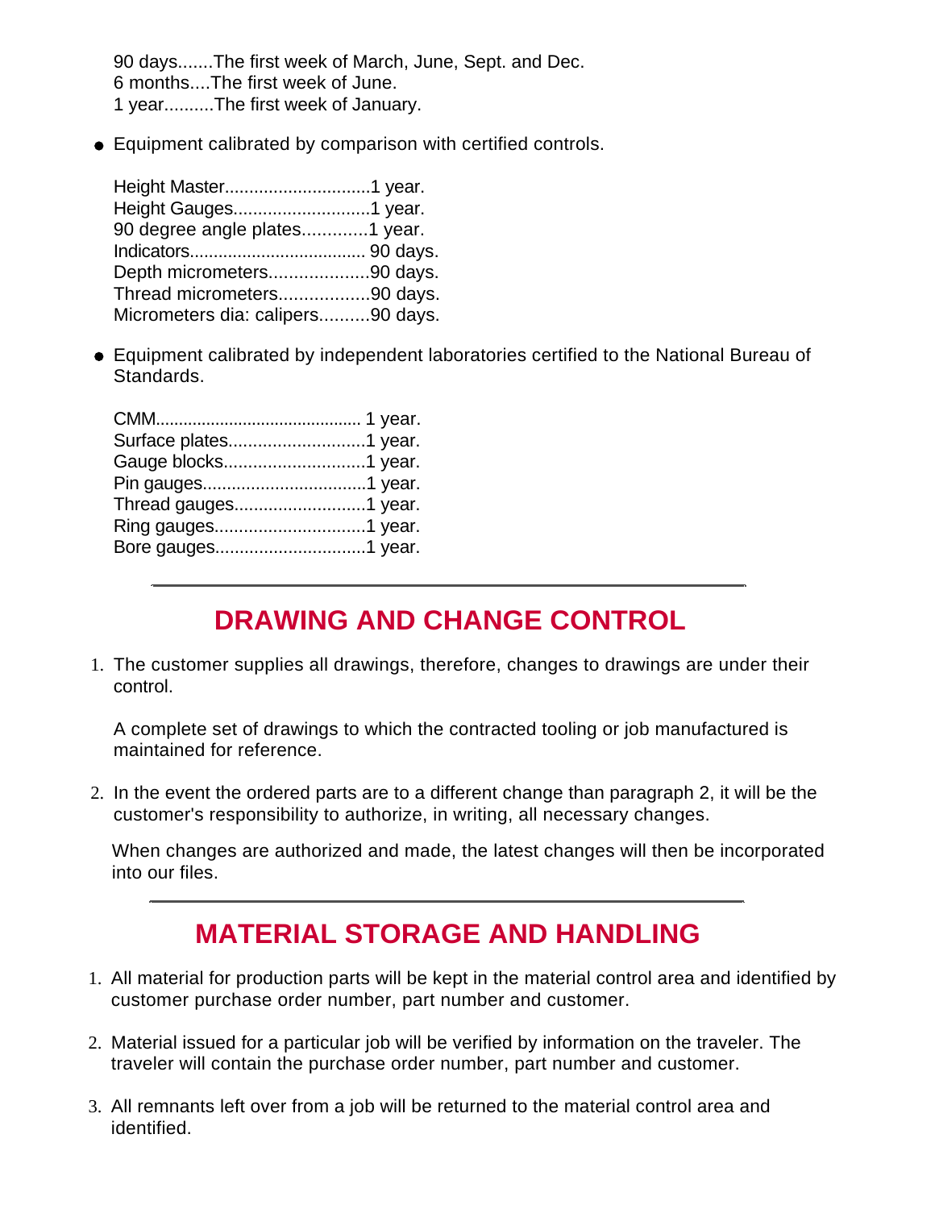90 days.......The first week of March, June, Sept. and Dec.
6 months....The first week of June.
1 year..........The first week of January.

- Equipment calibrated by comparison with certified controls.

Height Master.............................1 year.
Height Gauges...........................1 year.
90 degree angle plates............1 year.
Indicators.................................... 90 days.
Depth micrometers...................90 days.
Thread micrometers.................90 days.
Micrometers dia: calipers..........90 days.

- Equipment calibrated by independent laboratories certified to the National Bureau of Standards.

CMM........................................... 1 year.
Surface plates...........................1 year.
Gauge blocks............................1 year.
Pin gauges.................................1 year.
Thread gauges..........................1 year.
Ring gauges..............................1 year.
Bore gauges..............................1 year.

---

## DRAWING AND CHANGE CONTROL

1. The customer supplies all drawings, therefore, changes to drawings are under their control.

   A complete set of drawings to which the contracted tooling or job manufactured is maintained for reference.

2. In the event the ordered parts are to a different change than paragraph 2, it will be the customer's responsibility to authorize, in writing, all necessary changes.

   When changes are authorized and made, the latest changes will then be incorporated into our files.

---

## MATERIAL STORAGE AND HANDLING

1. All material for production parts will be kept in the material control area and identified by customer purchase order number, part number and customer.

2. Material issued for a particular job will be verified by information on the traveler. The traveler will contain the purchase order number, part number and customer.

3. All remnants left over from a job will be returned to the material control area and identified.